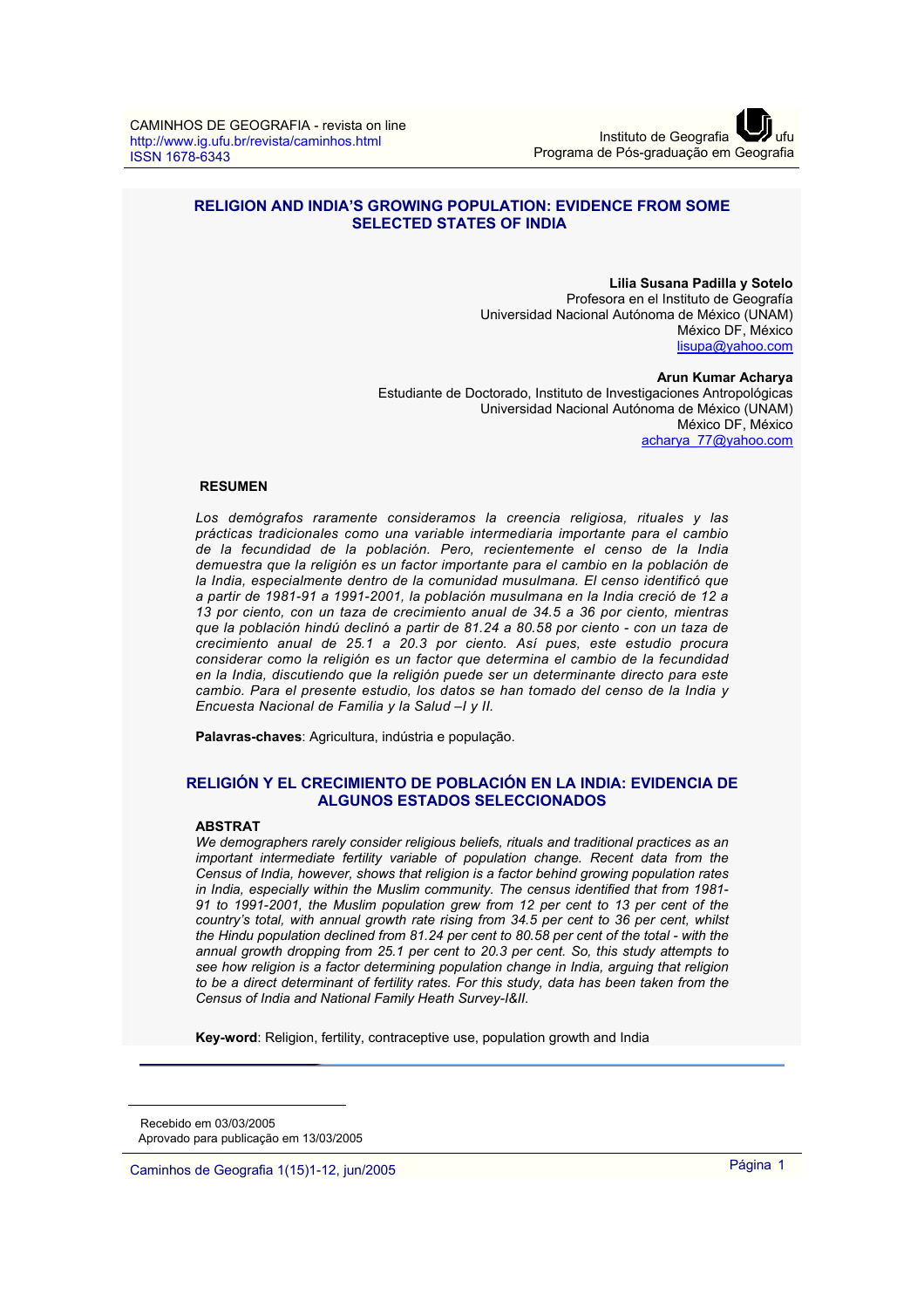# RELIGION AND INDIA'S GROWING POPULATION: EVIDENCE FROM SOME SELECTED STATES OF INDIA

**Lilia Susana Padilla y Sotelo**
Profesora en el Instituto de Geografía
Universidad Nacional Autónoma de México (UNAM)
México DF, México
lisupa@yahoo.com

**Arun Kumar Acharya**
Estudiante de Doctorado, Instituto de Investigaciones Antropológicas
Universidad Nacional Autónoma de México (UNAM)
México DF, México
acharya_77@yahoo.com

## RESUMEN

*Los demógrafos raramente consideramos la creencia religiosa, rituales y las prácticas tradicionales como una variable intermediaria importante para el cambio de la fecundidad de la población. Pero, recientemente el censo de la India demuestra que la religión es un factor importante para el cambio en la población de la India, especialmente dentro de la comunidad musulmana. El censo identificó que a partir de 1981-91 a 1991-2001, la población musulmana en la India creció de 12 a 13 por ciento, con un taza de crecimiento anual de 34.5 a 36 por ciento, mientras que la población hindú declinó a partir de 81.24 a 80.58 por ciento - con un taza de crecimiento anual de 25.1 a 20.3 por ciento. Así pues, este estudio procura considerar como la religión es un factor que determina el cambio de la fecundidad en la India, discutiendo que la religión puede ser un determinante directo para este cambio. Para el presente estudio, los datos se han tomado del censo de la India y Encuesta Nacional de Familia y la Salud –I y II.*

**Palavras-chaves**: Agricultura, indústria e população.

# RELIGIÓN Y EL CRECIMIENTO DE POBLACIÓN EN LA INDIA: EVIDENCIA DE ALGUNOS ESTADOS SELECCIONADOS

## ABSTRAT

*We demographers rarely consider religious beliefs, rituals and traditional practices as an important intermediate fertility variable of population change. Recent data from the Census of India, however, shows that religion is a factor behind growing population rates in India, especially within the Muslim community. The census identified that from 1981-91 to 1991-2001, the Muslim population grew from 12 per cent to 13 per cent of the country's total, with annual growth rate rising from 34.5 per cent to 36 per cent, whilst the Hindu population declined from 81.24 per cent to 80.58 per cent of the total - with the annual growth dropping from 25.1 per cent to 20.3 per cent. So, this study attempts to see how religion is a factor determining population change in India, arguing that religion to be a direct determinant of fertility rates. For this study, data has been taken from the Census of India and National Family Heath Survey-I&II.*

**Key-word**: Religion, fertility, contraceptive use, population growth and India

Recebido em 03/03/2005
Aprovado para publicação em 13/03/2005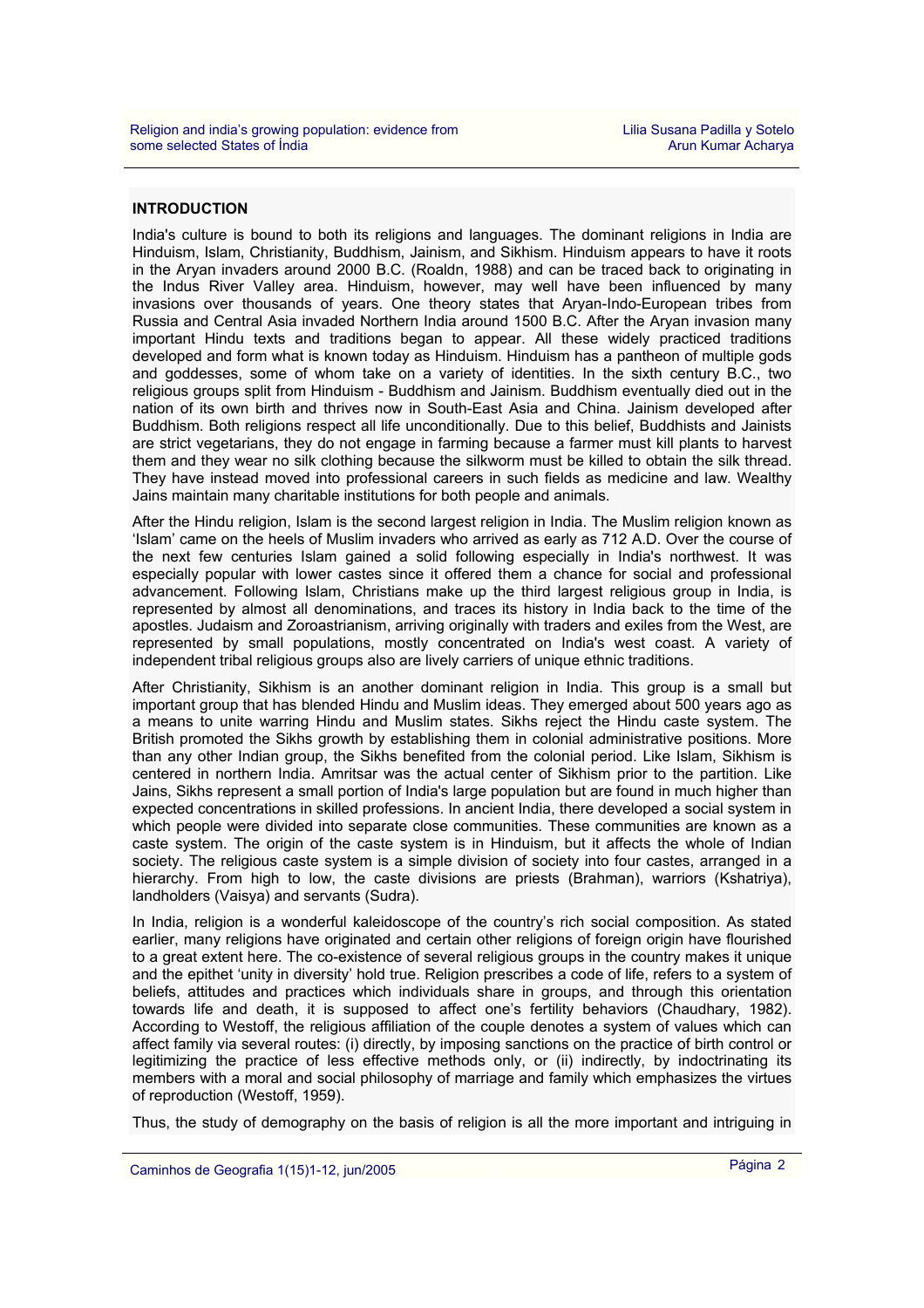## INTRODUCTION

India's culture is bound to both its religions and languages. The dominant religions in India are Hinduism, Islam, Christianity, Buddhism, Jainism, and Sikhism. Hinduism appears to have it roots in the Aryan invaders around 2000 B.C. (Roaldn, 1988) and can be traced back to originating in the Indus River Valley area. Hinduism, however, may well have been influenced by many invasions over thousands of years. One theory states that Aryan-Indo-European tribes from Russia and Central Asia invaded Northern India around 1500 B.C. After the Aryan invasion many important Hindu texts and traditions began to appear. All these widely practiced traditions developed and form what is known today as Hinduism. Hinduism has a pantheon of multiple gods and goddesses, some of whom take on a variety of identities. In the sixth century B.C., two religious groups split from Hinduism - Buddhism and Jainism. Buddhism eventually died out in the nation of its own birth and thrives now in South-East Asia and China. Jainism developed after Buddhism. Both religions respect all life unconditionally. Due to this belief, Buddhists and Jainists are strict vegetarians, they do not engage in farming because a farmer must kill plants to harvest them and they wear no silk clothing because the silkworm must be killed to obtain the silk thread. They have instead moved into professional careers in such fields as medicine and law. Wealthy Jains maintain many charitable institutions for both people and animals.

After the Hindu religion, Islam is the second largest religion in India. The Muslim religion known as 'Islam' came on the heels of Muslim invaders who arrived as early as 712 A.D. Over the course of the next few centuries Islam gained a solid following especially in India's northwest. It was especially popular with lower castes since it offered them a chance for social and professional advancement. Following Islam, Christians make up the third largest religious group in India, is represented by almost all denominations, and traces its history in India back to the time of the apostles. Judaism and Zoroastrianism, arriving originally with traders and exiles from the West, are represented by small populations, mostly concentrated on India's west coast. A variety of independent tribal religious groups also are lively carriers of unique ethnic traditions.

After Christianity, Sikhism is an another dominant religion in India. This group is a small but important group that has blended Hindu and Muslim ideas. They emerged about 500 years ago as a means to unite warring Hindu and Muslim states. Sikhs reject the Hindu caste system. The British promoted the Sikhs growth by establishing them in colonial administrative positions. More than any other Indian group, the Sikhs benefited from the colonial period. Like Islam, Sikhism is centered in northern India. Amritsar was the actual center of Sikhism prior to the partition. Like Jains, Sikhs represent a small portion of India's large population but are found in much higher than expected concentrations in skilled professions. In ancient India, there developed a social system in which people were divided into separate close communities. These communities are known as a caste system. The origin of the caste system is in Hinduism, but it affects the whole of Indian society. The religious caste system is a simple division of society into four castes, arranged in a hierarchy. From high to low, the caste divisions are priests (Brahman), warriors (Kshatriya), landholders (Vaisya) and servants (Sudra).

In India, religion is a wonderful kaleidoscope of the country's rich social composition. As stated earlier, many religions have originated and certain other religions of foreign origin have flourished to a great extent here. The co-existence of several religious groups in the country makes it unique and the epithet 'unity in diversity' hold true. Religion prescribes a code of life, refers to a system of beliefs, attitudes and practices which individuals share in groups, and through this orientation towards life and death, it is supposed to affect one's fertility behaviors (Chaudhary, 1982). According to Westoff, the religious affiliation of the couple denotes a system of values which can affect family via several routes: (i) directly, by imposing sanctions on the practice of birth control or legitimizing the practice of less effective methods only, or (ii) indirectly, by indoctrinating its members with a moral and social philosophy of marriage and family which emphasizes the virtues of reproduction (Westoff, 1959).

Thus, the study of demography on the basis of religion is all the more important and intriguing in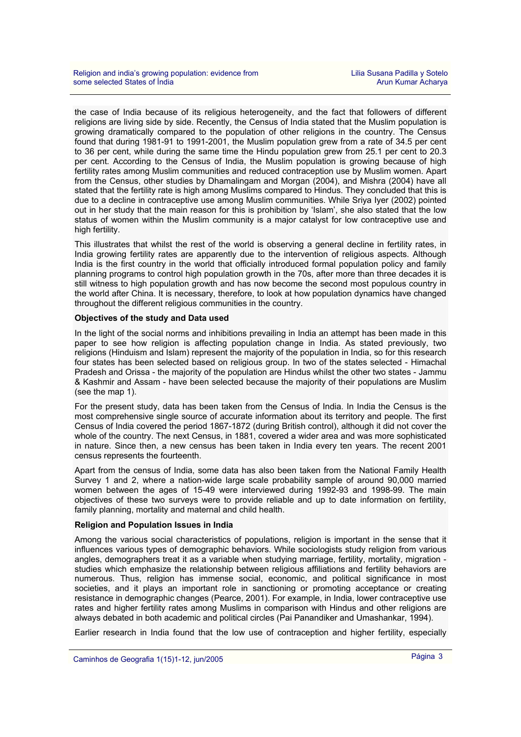the case of India because of its religious heterogeneity, and the fact that followers of different religions are living side by side. Recently, the Census of India stated that the Muslim population is growing dramatically compared to the population of other religions in the country. The Census found that during 1981-91 to 1991-2001, the Muslim population grew from a rate of 34.5 per cent to 36 per cent, while during the same time the Hindu population grew from 25.1 per cent to 20.3 per cent. According to the Census of India, the Muslim population is growing because of high fertility rates among Muslim communities and reduced contraception use by Muslim women. Apart from the Census, other studies by Dhamalingam and Morgan (2004), and Mishra (2004) have all stated that the fertility rate is high among Muslims compared to Hindus. They concluded that this is due to a decline in contraceptive use among Muslim communities. While Sriya Iyer (2002) pointed out in her study that the main reason for this is prohibition by 'Islam', she also stated that the low status of women within the Muslim community is a major catalyst for low contraceptive use and high fertility.

This illustrates that whilst the rest of the world is observing a general decline in fertility rates, in India growing fertility rates are apparently due to the intervention of religious aspects. Although India is the first country in the world that officially introduced formal population policy and family planning programs to control high population growth in the 70s, after more than three decades it is still witness to high population growth and has now become the second most populous country in the world after China. It is necessary, therefore, to look at how population dynamics have changed throughout the different religious communities in the country.

**Objectives of the study and Data used**

In the light of the social norms and inhibitions prevailing in India an attempt has been made in this paper to see how religion is affecting population change in India. As stated previously, two religions (Hinduism and Islam) represent the majority of the population in India, so for this research four states has been selected based on religious group. In two of the states selected - Himachal Pradesh and Orissa - the majority of the population are Hindus whilst the other two states - Jammu & Kashmir and Assam - have been selected because the majority of their populations are Muslim (see the map 1).

For the present study, data has been taken from the Census of India. In India the Census is the most comprehensive single source of accurate information about its territory and people. The first Census of India covered the period 1867-1872 (during British control), although it did not cover the whole of the country. The next Census, in 1881, covered a wider area and was more sophisticated in nature. Since then, a new census has been taken in India every ten years. The recent 2001 census represents the fourteenth.

Apart from the census of India, some data has also been taken from the National Family Health Survey 1 and 2, where a nation-wide large scale probability sample of around 90,000 married women between the ages of 15-49 were interviewed during 1992-93 and 1998-99. The main objectives of these two surveys were to provide reliable and up to date information on fertility, family planning, mortality and maternal and child health.

**Religion and Population Issues in India**

Among the various social characteristics of populations, religion is important in the sense that it influences various types of demographic behaviors. While sociologists study religion from various angles, demographers treat it as a variable when studying marriage, fertility, mortality, migration - studies which emphasize the relationship between religious affiliations and fertility behaviors are numerous. Thus, religion has immense social, economic, and political significance in most societies, and it plays an important role in sanctioning or promoting acceptance or creating resistance in demographic changes (Pearce, 2001). For example, in India, lower contraceptive use rates and higher fertility rates among Muslims in comparison with Hindus and other religions are always debated in both academic and political circles (Pai Panandiker and Umashankar, 1994).

Earlier research in India found that the low use of contraception and higher fertility, especially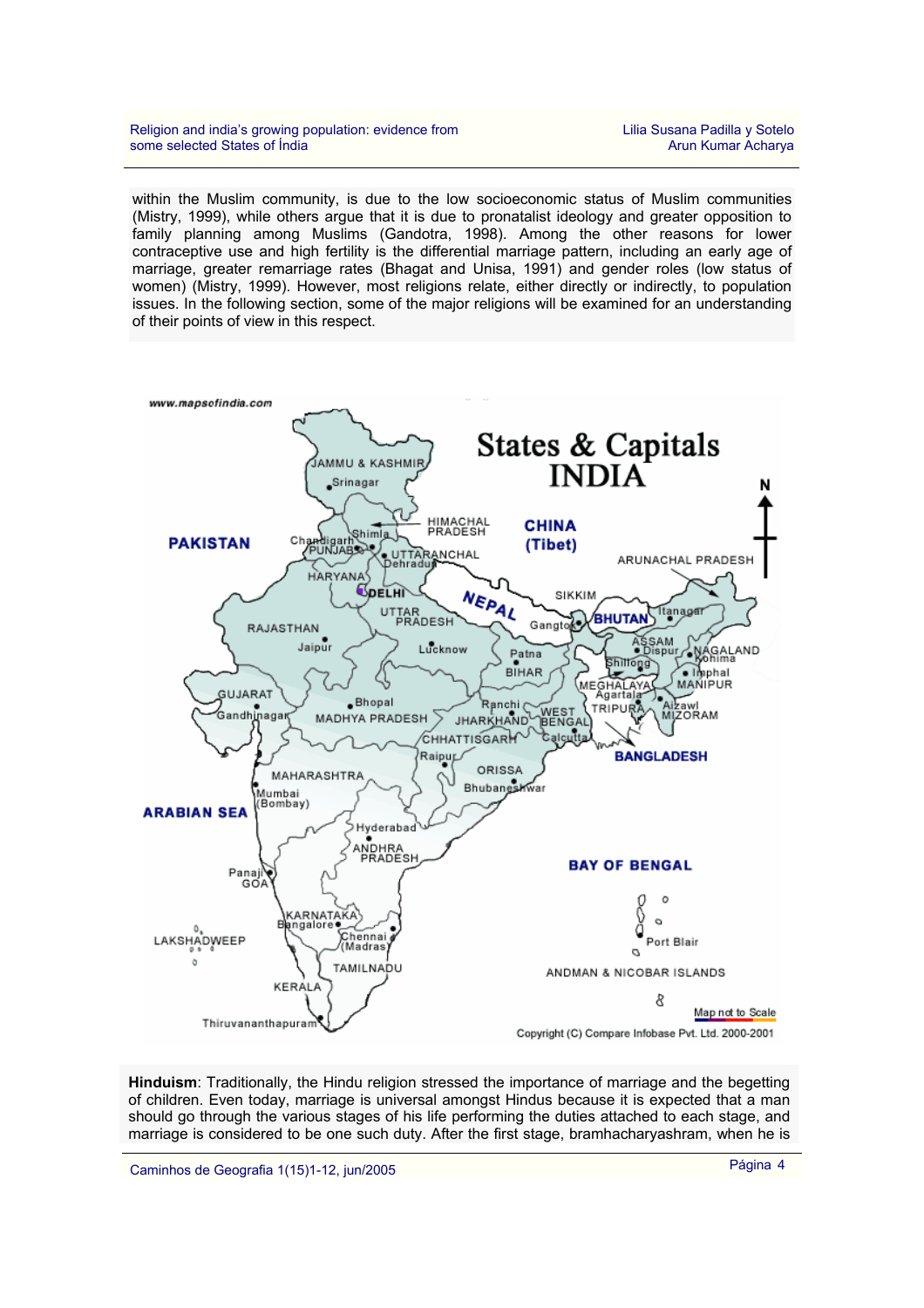within the Muslim community, is due to the low socioeconomic status of Muslim communities (Mistry, 1999), while others argue that it is due to pronatalist ideology and greater opposition to family planning among Muslims (Gandotra, 1998). Among the other reasons for lower contraceptive use and high fertility is the differential marriage pattern, including an early age of marriage, greater remarriage rates (Bhagat and Unisa, 1991) and gender roles (low status of women) (Mistry, 1999). However, most religions relate, either directly or indirectly, to population issues. In the following section, some of the major religions will be examined for an understanding of their points of view in this respect.

**Hinduism**: Traditionally, the Hindu religion stressed the importance of marriage and the begetting of children. Even today, marriage is universal amongst Hindus because it is expected that a man should go through the various stages of his life performing the duties attached to each stage, and marriage is considered to be one such duty. After the first stage, bramhacharyashram, when he is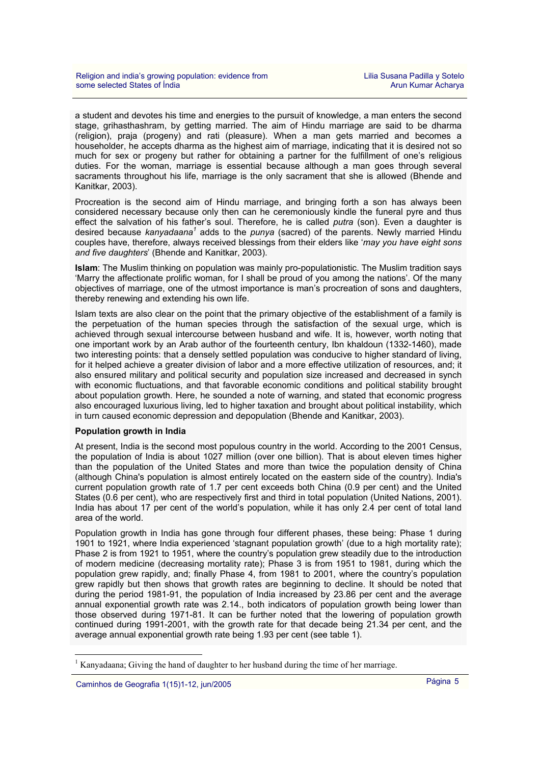a student and devotes his time and energies to the pursuit of knowledge, a man enters the second stage, grihasthashram, by getting married. The aim of Hindu marriage are said to be dharma (religion), praja (progeny) and rati (pleasure). When a man gets married and becomes a householder, he accepts dharma as the highest aim of marriage, indicating that it is desired not so much for sex or progeny but rather for obtaining a partner for the fulfillment of one's religious duties. For the woman, marriage is essential because although a man goes through several sacraments throughout his life, marriage is the only sacrament that she is allowed (Bhende and Kanitkar, 2003).

Procreation is the second aim of Hindu marriage, and bringing forth a son has always been considered necessary because only then can he ceremoniously kindle the funeral pyre and thus effect the salvation of his father's soul. Therefore, he is called *putra* (son). Even a daughter is desired because *kanyadaana*[1] adds to the *punya* (sacred) of the parents. Newly married Hindu couples have, therefore, always received blessings from their elders like '*may you have eight sons and five daughters*' (Bhende and Kanitkar, 2003).

**Islam**: The Muslim thinking on population was mainly pro-populationistic. The Muslim tradition says 'Marry the affectionate prolific woman, for I shall be proud of you among the nations'. Of the many objectives of marriage, one of the utmost importance is man's procreation of sons and daughters, thereby renewing and extending his own life.

Islam texts are also clear on the point that the primary objective of the establishment of a family is the perpetuation of the human species through the satisfaction of the sexual urge, which is achieved through sexual intercourse between husband and wife. It is, however, worth noting that one important work by an Arab author of the fourteenth century, Ibn khaldoun (1332-1460), made two interesting points: that a densely settled population was conducive to higher standard of living, for it helped achieve a greater division of labor and a more effective utilization of resources, and; it also ensured military and political security and population size increased and decreased in synch with economic fluctuations, and that favorable economic conditions and political stability brought about population growth. Here, he sounded a note of warning, and stated that economic progress also encouraged luxurious living, led to higher taxation and brought about political instability, which in turn caused economic depression and depopulation (Bhende and Kanitkar, 2003).

**Population growth in India**

At present, India is the second most populous country in the world. According to the 2001 Census, the population of India is about 1027 million (over one billion). That is about eleven times higher than the population of the United States and more than twice the population density of China (although China's population is almost entirely located on the eastern side of the country). India's current population growth rate of 1.7 per cent exceeds both China (0.9 per cent) and the United States (0.6 per cent), who are respectively first and third in total population (United Nations, 2001). India has about 17 per cent of the world's population, while it has only 2.4 per cent of total land area of the world.

Population growth in India has gone through four different phases, these being: Phase 1 during 1901 to 1921, where India experienced 'stagnant population growth' (due to a high mortality rate); Phase 2 is from 1921 to 1951, where the country's population grew steadily due to the introduction of modern medicine (decreasing mortality rate); Phase 3 is from 1951 to 1981, during which the population grew rapidly, and; finally Phase 4, from 1981 to 2001, where the country's population grew rapidly but then shows that growth rates are beginning to decline. It should be noted that during the period 1981-91, the population of India increased by 23.86 per cent and the average annual exponential growth rate was 2.14., both indicators of population growth being lower than those observed during 1971-81. It can be further noted that the lowering of population growth continued during 1991-2001, with the growth rate for that decade being 21.34 per cent, and the average annual exponential growth rate being 1.93 per cent (see table 1).

[1] Kanyadaana; Giving the hand of daughter to her husband during the time of her marriage.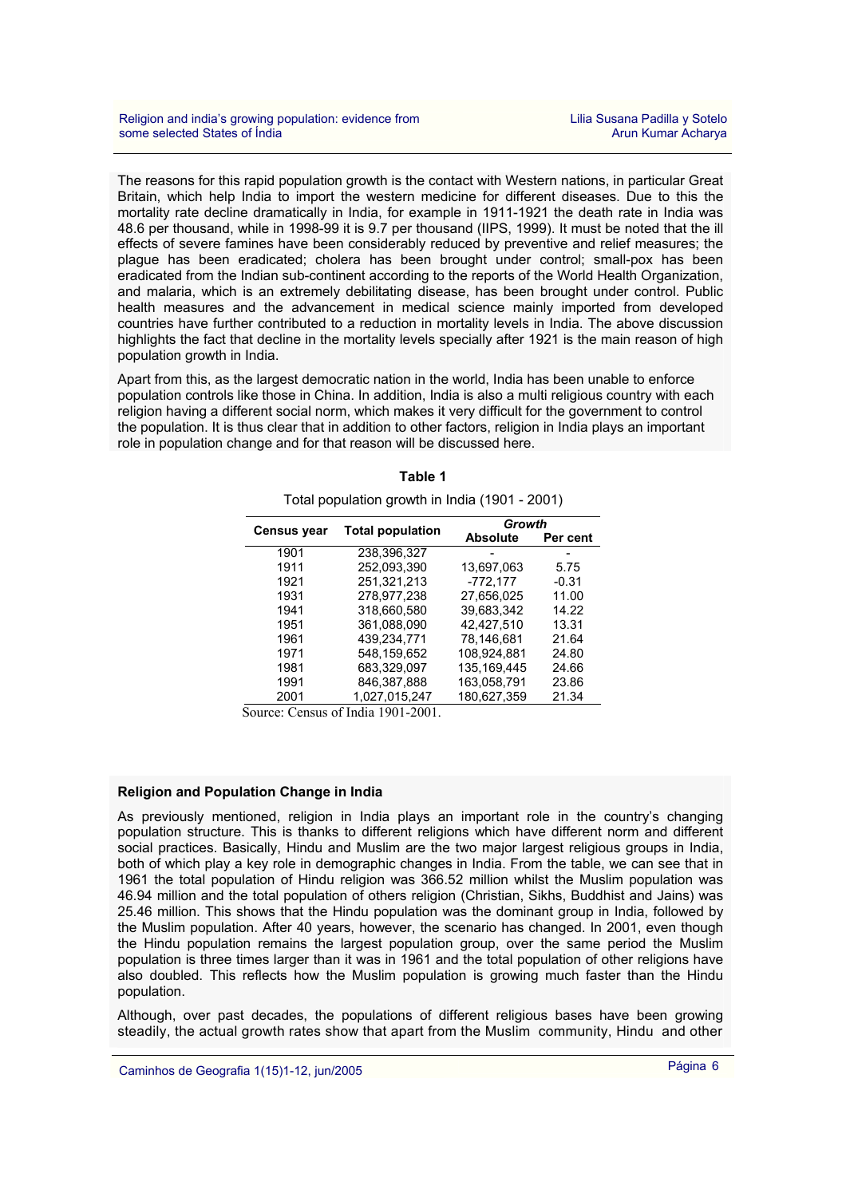The reasons for this rapid population growth is the contact with Western nations, in particular Great Britain, which help India to import the western medicine for different diseases. Due to this the mortality rate decline dramatically in India, for example in 1911-1921 the death rate in India was 48.6 per thousand, while in 1998-99 it is 9.7 per thousand (IIPS, 1999). It must be noted that the ill effects of severe famines have been considerably reduced by preventive and relief measures; the plague has been eradicated; cholera has been brought under control; small-pox has been eradicated from the Indian sub-continent according to the reports of the World Health Organization, and malaria, which is an extremely debilitating disease, has been brought under control. Public health measures and the advancement in medical science mainly imported from developed countries have further contributed to a reduction in mortality levels in India. The above discussion highlights the fact that decline in the mortality levels specially after 1921 is the main reason of high population growth in India.

Apart from this, as the largest democratic nation in the world, India has been unable to enforce population controls like those in China. In addition, India is also a multi religious country with each religion having a different social norm, which makes it very difficult for the government to control the population. It is thus clear that in addition to other factors, religion in India plays an important role in population change and for that reason will be discussed here.

**Table 1**

Total population growth in India (1901 - 2001)

| Census year | Total population | *Growth* | |
|---|---|---|---|
| | | **Absolute** | **Per cent** |
| 1901 | 238,396,327 | - | - |
| 1911 | 252,093,390 | 13,697,063 | 5.75 |
| 1921 | 251,321,213 | -772,177 | -0.31 |
| 1931 | 278,977,238 | 27,656,025 | 11.00 |
| 1941 | 318,660,580 | 39,683,342 | 14.22 |
| 1951 | 361,088,090 | 42,427,510 | 13.31 |
| 1961 | 439,234,771 | 78,146,681 | 21.64 |
| 1971 | 548,159,652 | 108,924,881 | 24.80 |
| 1981 | 683,329,097 | 135,169,445 | 24.66 |
| 1991 | 846,387,888 | 163,058,791 | 23.86 |
| 2001 | 1,027,015,247 | 180,627,359 | 21.34 |

Source: Census of India 1901-2001.

### Religion and Population Change in India

As previously mentioned, religion in India plays an important role in the country's changing population structure. This is thanks to different religions which have different norm and different social practices. Basically, Hindu and Muslim are the two major largest religious groups in India, both of which play a key role in demographic changes in India. From the table, we can see that in 1961 the total population of Hindu religion was 366.52 million whilst the Muslim population was 46.94 million and the total population of others religion (Christian, Sikhs, Buddhist and Jains) was 25.46 million. This shows that the Hindu population was the dominant group in India, followed by the Muslim population. After 40 years, however, the scenario has changed. In 2001, even though the Hindu population remains the largest population group, over the same period the Muslim population is three times larger than it was in 1961 and the total population of other religions have also doubled. This reflects how the Muslim population is growing much faster than the Hindu population.

Although, over past decades, the populations of different religious bases have been growing steadily, the actual growth rates show that apart from the Muslim community, Hindu and other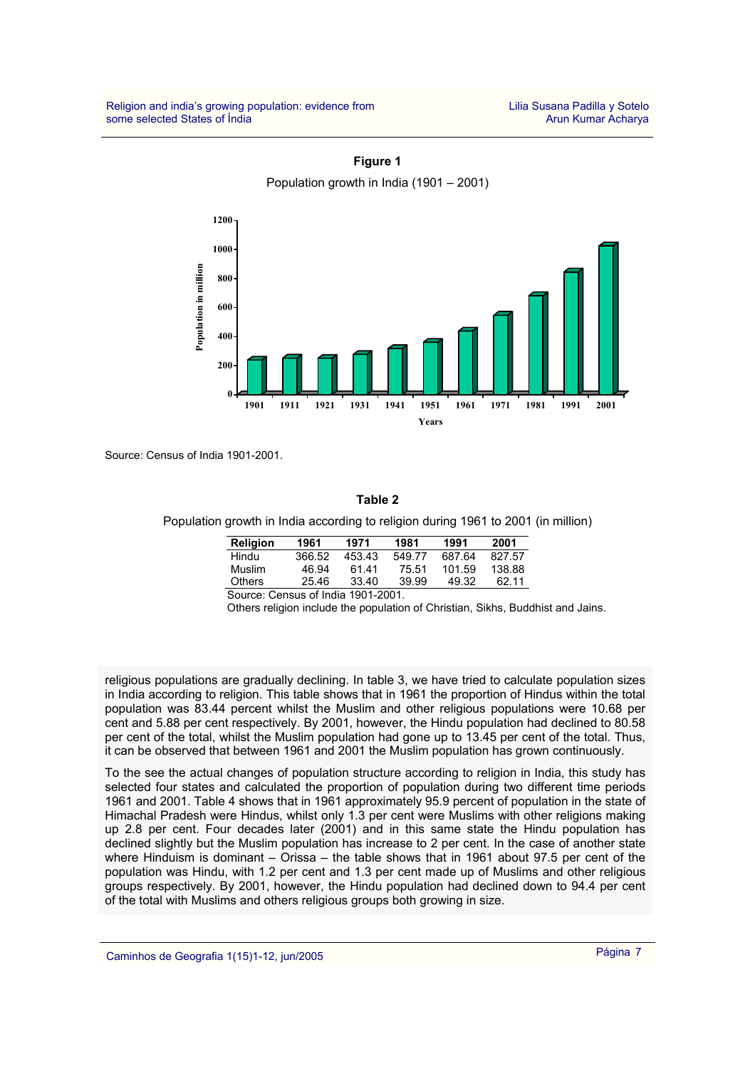**Figure 1**

Population growth in India (1901 – 2001)

Source: Census of India 1901-2001.

**Table 2**

Population growth in India according to religion during 1961 to 2001 (in million)

| Religion | 1961 | 1971 | 1981 | 1991 | 2001 |
|---|---|---|---|---|---|
| Hindu | 366.52 | 453.43 | 549.77 | 687.64 | 827.57 |
| Muslim | 46.94 | 61.41 | 75.51 | 101.59 | 138.88 |
| Others | 25.46 | 33.40 | 39.99 | 49.32 | 62.11 |

Source: Census of India 1901-2001.

Others religion include the population of Christian, Sikhs, Buddhist and Jains.

religious populations are gradually declining. In table 3, we have tried to calculate population sizes in India according to religion. This table shows that in 1961 the proportion of Hindus within the total population was 83.44 percent whilst the Muslim and other religious populations were 10.68 per cent and 5.88 per cent respectively. By 2001, however, the Hindu population had declined to 80.58 per cent of the total, whilst the Muslim population had gone up to 13.45 per cent of the total. Thus, it can be observed that between 1961 and 2001 the Muslim population has grown continuously.

To the see the actual changes of population structure according to religion in India, this study has selected four states and calculated the proportion of population during two different time periods 1961 and 2001. Table 4 shows that in 1961 approximately 95.9 percent of population in the state of Himachal Pradesh were Hindus, whilst only 1.3 per cent were Muslims with other religions making up 2.8 per cent. Four decades later (2001) and in this same state the Hindu population has declined slightly but the Muslim population has increase to 2 per cent. In the case of another state where Hinduism is dominant – Orissa – the table shows that in 1961 about 97.5 per cent of the population was Hindu, with 1.2 per cent and 1.3 per cent made up of Muslims and other religious groups respectively. By 2001, however, the Hindu population had declined down to 94.4 per cent of the total with Muslims and others religious groups both growing in size.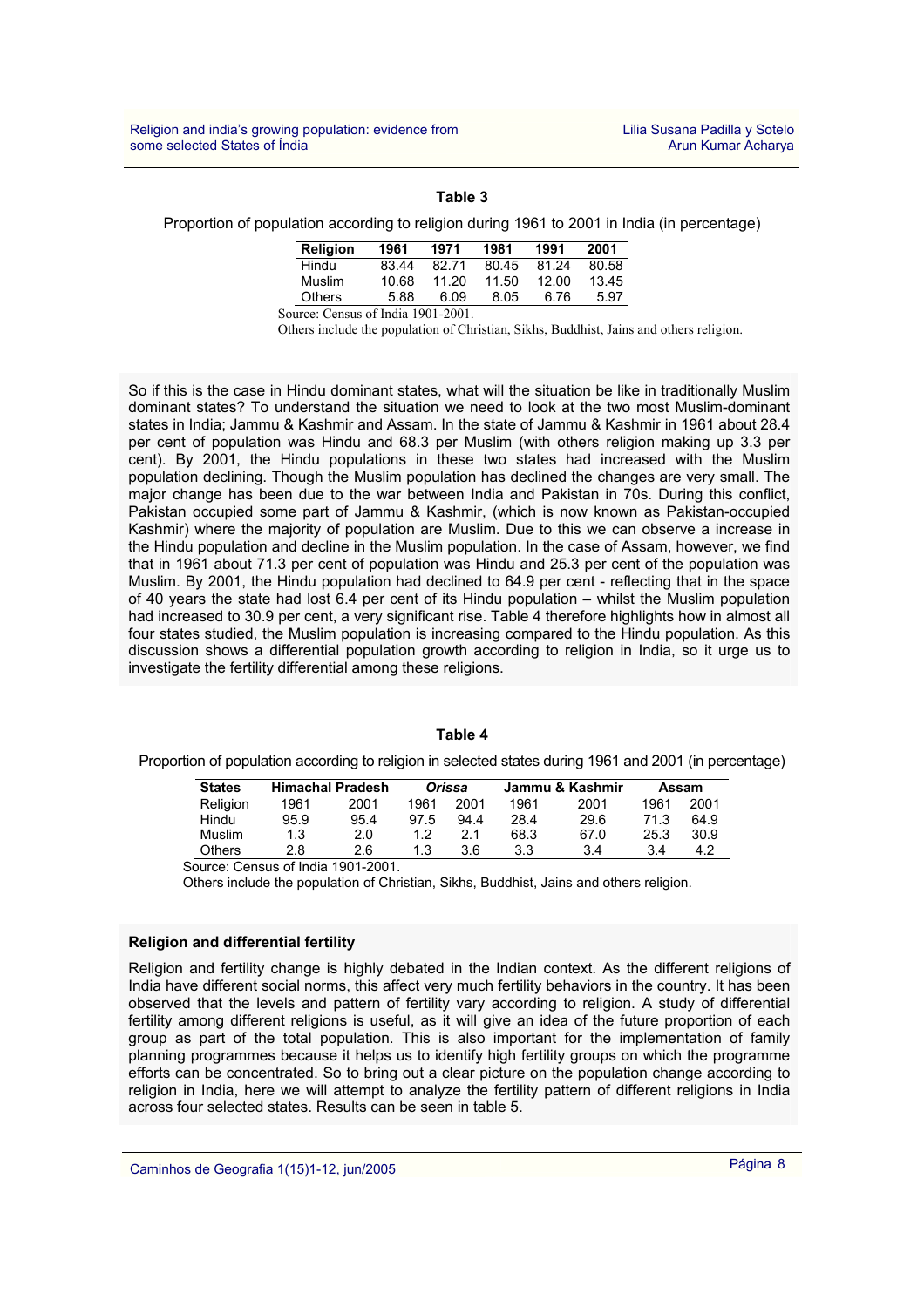**Table 3**

Proportion of population according to religion during 1961 to 2001 in India (in percentage)

| Religion | 1961 | 1971 | 1981 | 1991 | 2001 |
|---|---|---|---|---|---|
| Hindu | 83.44 | 82.71 | 80.45 | 81.24 | 80.58 |
| Muslim | 10.68 | 11.20 | 11.50 | 12.00 | 13.45 |
| Others | 5.88 | 6.09 | 8.05 | 6.76 | 5.97 |

Source: Census of India 1901-2001.

Others include the population of Christian, Sikhs, Buddhist, Jains and others religion.

So if this is the case in Hindu dominant states, what will the situation be like in traditionally Muslim dominant states? To understand the situation we need to look at the two most Muslim-dominant states in India; Jammu & Kashmir and Assam. In the state of Jammu & Kashmir in 1961 about 28.4 per cent of population was Hindu and 68.3 per Muslim (with others religion making up 3.3 per cent). By 2001, the Hindu populations in these two states had increased with the Muslim population declining. Though the Muslim population has declined the changes are very small. The major change has been due to the war between India and Pakistan in 70s. During this conflict, Pakistan occupied some part of Jammu & Kashmir, (which is now known as Pakistan-occupied Kashmir) where the majority of population are Muslim. Due to this we can observe a increase in the Hindu population and decline in the Muslim population. In the case of Assam, however, we find that in 1961 about 71.3 per cent of population was Hindu and 25.3 per cent of the population was Muslim. By 2001, the Hindu population had declined to 64.9 per cent - reflecting that in the space of 40 years the state had lost 6.4 per cent of its Hindu population – whilst the Muslim population had increased to 30.9 per cent, a very significant rise. Table 4 therefore highlights how in almost all four states studied, the Muslim population is increasing compared to the Hindu population. As this discussion shows a differential population growth according to religion in India, so it urge us to investigate the fertility differential among these religions.

**Table 4**

Proportion of population according to religion in selected states during 1961 and 2001 (in percentage)

| States | Himachal Pradesh | | *Orissa* | | Jammu & Kashmir | | Assam | |
|---|---|---|---|---|---|---|---|---|
| Religion | 1961 | 2001 | 1961 | 2001 | 1961 | 2001 | 1961 | 2001 |
| Hindu | 95.9 | 95.4 | 97.5 | 94.4 | 28.4 | 29.6 | 71.3 | 64.9 |
| Muslim | 1.3 | 2.0 | 1.2 | 2.1 | 68.3 | 67.0 | 25.3 | 30.9 |
| Others | 2.8 | 2.6 | 1.3 | 3.6 | 3.3 | 3.4 | 3.4 | 4.2 |

Source: Census of India 1901-2001.

Others include the population of Christian, Sikhs, Buddhist, Jains and others religion.

### Religion and differential fertility

Religion and fertility change is highly debated in the Indian context. As the different religions of India have different social norms, this affect very much fertility behaviors in the country. It has been observed that the levels and pattern of fertility vary according to religion. A study of differential fertility among different religions is useful, as it will give an idea of the future proportion of each group as part of the total population. This is also important for the implementation of family planning programmes because it helps us to identify high fertility groups on which the programme efforts can be concentrated. So to bring out a clear picture on the population change according to religion in India, here we will attempt to analyze the fertility pattern of different religions in India across four selected states. Results can be seen in table 5.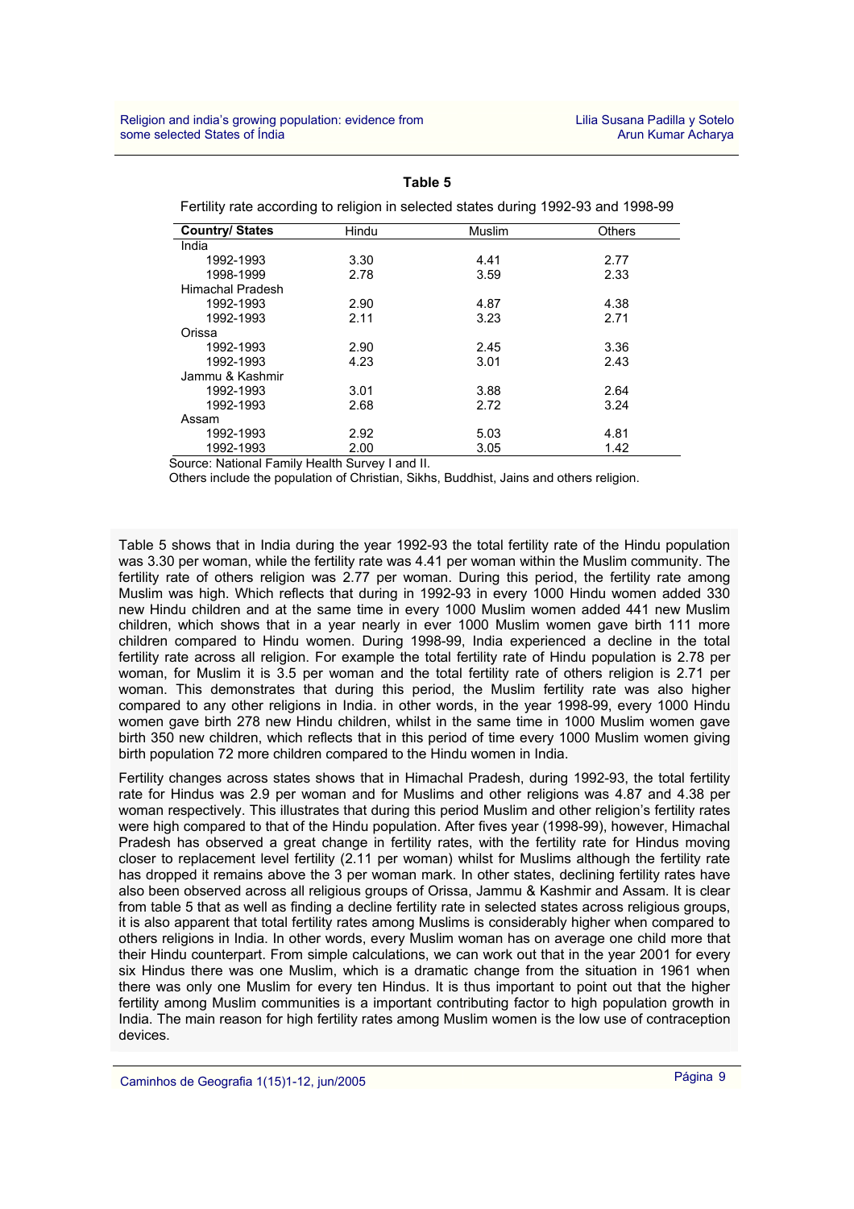**Table 5**

Fertility rate according to religion in selected states during 1992-93 and 1998-99

| Country/ States | Hindu | Muslim | Others |
|---|---|---|---|
| India | | | |
| 1992-1993 | 3.30 | 4.41 | 2.77 |
| 1998-1999 | 2.78 | 3.59 | 2.33 |
| Himachal Pradesh | | | |
| 1992-1993 | 2.90 | 4.87 | 4.38 |
| 1992-1993 | 2.11 | 3.23 | 2.71 |
| Orissa | | | |
| 1992-1993 | 2.90 | 2.45 | 3.36 |
| 1992-1993 | 4.23 | 3.01 | 2.43 |
| Jammu & Kashmir | | | |
| 1992-1993 | 3.01 | 3.88 | 2.64 |
| 1992-1993 | 2.68 | 2.72 | 3.24 |
| Assam | | | |
| 1992-1993 | 2.92 | 5.03 | 4.81 |
| 1992-1993 | 2.00 | 3.05 | 1.42 |

Source: National Family Health Survey I and II.

Others include the population of Christian, Sikhs, Buddhist, Jains and others religion.

Table 5 shows that in India during the year 1992-93 the total fertility rate of the Hindu population was 3.30 per woman, while the fertility rate was 4.41 per woman within the Muslim community. The fertility rate of others religion was 2.77 per woman. During this period, the fertility rate among Muslim was high. Which reflects that during in 1992-93 in every 1000 Hindu women added 330 new Hindu children and at the same time in every 1000 Muslim women added 441 new Muslim children, which shows that in a year nearly in ever 1000 Muslim women gave birth 111 more children compared to Hindu women. During 1998-99, India experienced a decline in the total fertility rate across all religion. For example the total fertility rate of Hindu population is 2.78 per woman, for Muslim it is 3.5 per woman and the total fertility rate of others religion is 2.71 per woman. This demonstrates that during this period, the Muslim fertility rate was also higher compared to any other religions in India. in other words, in the year 1998-99, every 1000 Hindu women gave birth 278 new Hindu children, whilst in the same time in 1000 Muslim women gave birth 350 new children, which reflects that in this period of time every 1000 Muslim women giving birth population 72 more children compared to the Hindu women in India.

Fertility changes across states shows that in Himachal Pradesh, during 1992-93, the total fertility rate for Hindus was 2.9 per woman and for Muslims and other religions was 4.87 and 4.38 per woman respectively. This illustrates that during this period Muslim and other religion's fertility rates were high compared to that of the Hindu population. After fives year (1998-99), however, Himachal Pradesh has observed a great change in fertility rates, with the fertility rate for Hindus moving closer to replacement level fertility (2.11 per woman) whilst for Muslims although the fertility rate has dropped it remains above the 3 per woman mark. In other states, declining fertility rates have also been observed across all religious groups of Orissa, Jammu & Kashmir and Assam. It is clear from table 5 that as well as finding a decline fertility rate in selected states across religious groups, it is also apparent that total fertility rates among Muslims is considerably higher when compared to others religions in India. In other words, every Muslim woman has on average one child more that their Hindu counterpart. From simple calculations, we can work out that in the year 2001 for every six Hindus there was one Muslim, which is a dramatic change from the situation in 1961 when there was only one Muslim for every ten Hindus. It is thus important to point out that the higher fertility among Muslim communities is a important contributing factor to high population growth in India. The main reason for high fertility rates among Muslim women is the low use of contraception devices.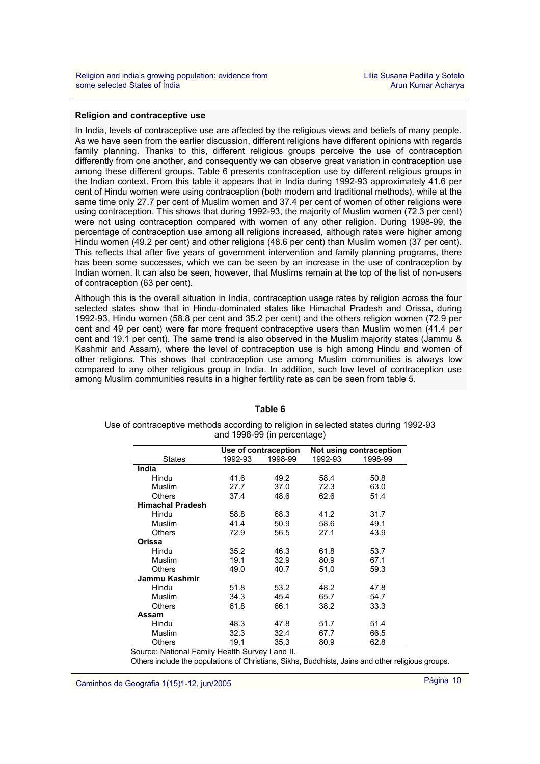## Religion and contraceptive use

In India, levels of contraceptive use are affected by the religious views and beliefs of many people. As we have seen from the earlier discussion, different religions have different opinions with regards family planning. Thanks to this, different religious groups perceive the use of contraception differently from one another, and consequently we can observe great variation in contraception use among these different groups. Table 6 presents contraception use by different religious groups in the Indian context. From this table it appears that in India during 1992-93 approximately 41.6 per cent of Hindu women were using contraception (both modern and traditional methods), while at the same time only 27.7 per cent of Muslim women and 37.4 per cent of women of other religions were using contraception. This shows that during 1992-93, the majority of Muslim women (72.3 per cent) were not using contraception compared with women of any other religion. During 1998-99, the percentage of contraception use among all religions increased, although rates were higher among Hindu women (49.2 per cent) and other religions (48.6 per cent) than Muslim women (37 per cent). This reflects that after five years of government intervention and family planning programs, there has been some successes, which we can be seen by an increase in the use of contraception by Indian women. It can also be seen, however, that Muslims remain at the top of the list of non-users of contraception (63 per cent).

Although this is the overall situation in India, contraception usage rates by religion across the four selected states show that in Hindu-dominated states like Himachal Pradesh and Orissa, during 1992-93, Hindu women (58.8 per cent and 35.2 per cent) and the others religion women (72.9 per cent and 49 per cent) were far more frequent contraceptive users than Muslim women (41.4 per cent and 19.1 per cent). The same trend is also observed in the Muslim majority states (Jammu & Kashmir and Assam), where the level of contraception use is high among Hindu and women of other religions. This shows that contraception use among Muslim communities is always low compared to any other religious group in India. In addition, such low level of contraception use among Muslim communities results in a higher fertility rate as can be seen from table 5.

**Table 6**

Use of contraceptive methods according to religion in selected states during 1992-93 and 1998-99 (in percentage)

| States | Use of contraception | | Not using contraception | |
|---|---|---|---|---|
| | 1992-93 | 1998-99 | 1992-93 | 1998-99 |
| **India** | | | | |
| Hindu | 41.6 | 49.2 | 58.4 | 50.8 |
| Muslim | 27.7 | 37.0 | 72.3 | 63.0 |
| Others | 37.4 | 48.6 | 62.6 | 51.4 |
| **Himachal Pradesh** | | | | |
| Hindu | 58.8 | 68.3 | 41.2 | 31.7 |
| Muslim | 41.4 | 50.9 | 58.6 | 49.1 |
| Others | 72.9 | 56.5 | 27.1 | 43.9 |
| **Orissa** | | | | |
| Hindu | 35.2 | 46.3 | 61.8 | 53.7 |
| Muslim | 19.1 | 32.9 | 80.9 | 67.1 |
| Others | 49.0 | 40.7 | 51.0 | 59.3 |
| **Jammu Kashmir** | | | | |
| Hindu | 51.8 | 53.2 | 48.2 | 47.8 |
| Muslim | 34.3 | 45.4 | 65.7 | 54.7 |
| Others | 61.8 | 66.1 | 38.2 | 33.3 |
| **Assam** | | | | |
| Hindu | 48.3 | 47.8 | 51.7 | 51.4 |
| Muslim | 32.3 | 32.4 | 67.7 | 66.5 |
| Others | 19.1 | 35.3 | 80.9 | 62.8 |

Source: National Family Health Survey I and II.

Others include the populations of Christians, Sikhs, Buddhists, Jains and other religious groups.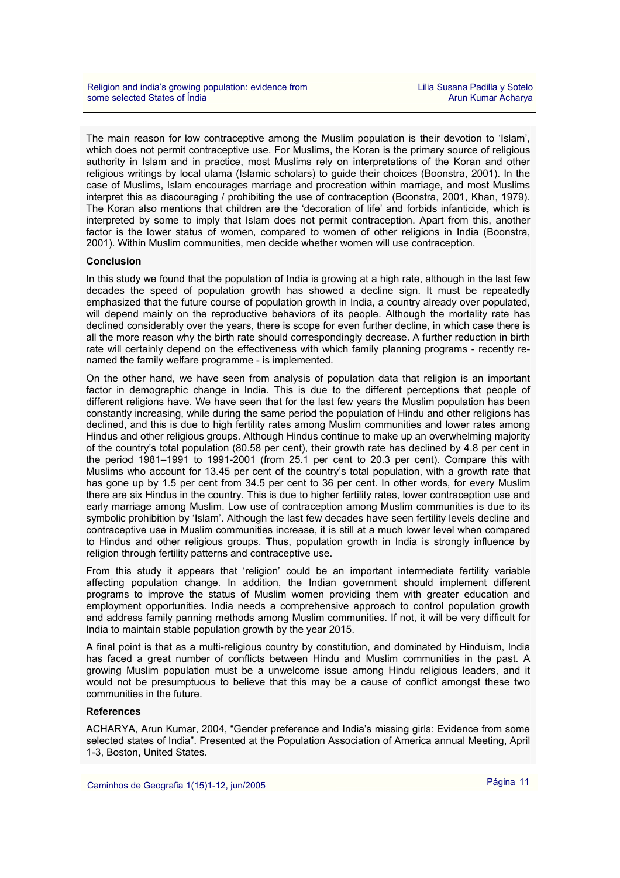The main reason for low contraceptive among the Muslim population is their devotion to 'Islam', which does not permit contraceptive use. For Muslims, the Koran is the primary source of religious authority in Islam and in practice, most Muslims rely on interpretations of the Koran and other religious writings by local ulama (Islamic scholars) to guide their choices (Boonstra, 2001). In the case of Muslims, Islam encourages marriage and procreation within marriage, and most Muslims interpret this as discouraging / prohibiting the use of contraception (Boonstra, 2001, Khan, 1979). The Koran also mentions that children are the 'decoration of life' and forbids infanticide, which is interpreted by some to imply that Islam does not permit contraception. Apart from this, another factor is the lower status of women, compared to women of other religions in India (Boonstra, 2001). Within Muslim communities, men decide whether women will use contraception.

**Conclusion**

In this study we found that the population of India is growing at a high rate, although in the last few decades the speed of population growth has showed a decline sign. It must be repeatedly emphasized that the future course of population growth in India, a country already over populated, will depend mainly on the reproductive behaviors of its people. Although the mortality rate has declined considerably over the years, there is scope for even further decline, in which case there is all the more reason why the birth rate should correspondingly decrease. A further reduction in birth rate will certainly depend on the effectiveness with which family planning programs - recently re-named the family welfare programme - is implemented.

On the other hand, we have seen from analysis of population data that religion is an important factor in demographic change in India. This is due to the different perceptions that people of different religions have. We have seen that for the last few years the Muslim population has been constantly increasing, while during the same period the population of Hindu and other religions has declined, and this is due to high fertility rates among Muslim communities and lower rates among Hindus and other religious groups. Although Hindus continue to make up an overwhelming majority of the country's total population (80.58 per cent), their growth rate has declined by 4.8 per cent in the period 1981–1991 to 1991-2001 (from 25.1 per cent to 20.3 per cent). Compare this with Muslims who account for 13.45 per cent of the country's total population, with a growth rate that has gone up by 1.5 per cent from 34.5 per cent to 36 per cent. In other words, for every Muslim there are six Hindus in the country. This is due to higher fertility rates, lower contraception use and early marriage among Muslim. Low use of contraception among Muslim communities is due to its symbolic prohibition by 'Islam'. Although the last few decades have seen fertility levels decline and contraceptive use in Muslim communities increase, it is still at a much lower level when compared to Hindus and other religious groups. Thus, population growth in India is strongly influence by religion through fertility patterns and contraceptive use.

From this study it appears that 'religion' could be an important intermediate fertility variable affecting population change. In addition, the Indian government should implement different programs to improve the status of Muslim women providing them with greater education and employment opportunities. India needs a comprehensive approach to control population growth and address family panning methods among Muslim communities. If not, it will be very difficult for India to maintain stable population growth by the year 2015.

A final point is that as a multi-religious country by constitution, and dominated by Hinduism, India has faced a great number of conflicts between Hindu and Muslim communities in the past. A growing Muslim population must be a unwelcome issue among Hindu religious leaders, and it would not be presumptuous to believe that this may be a cause of conflict amongst these two communities in the future.

**References**

ACHARYA, Arun Kumar, 2004, "Gender preference and India's missing girls: Evidence from some selected states of India". Presented at the Population Association of America annual Meeting, April 1-3, Boston, United States.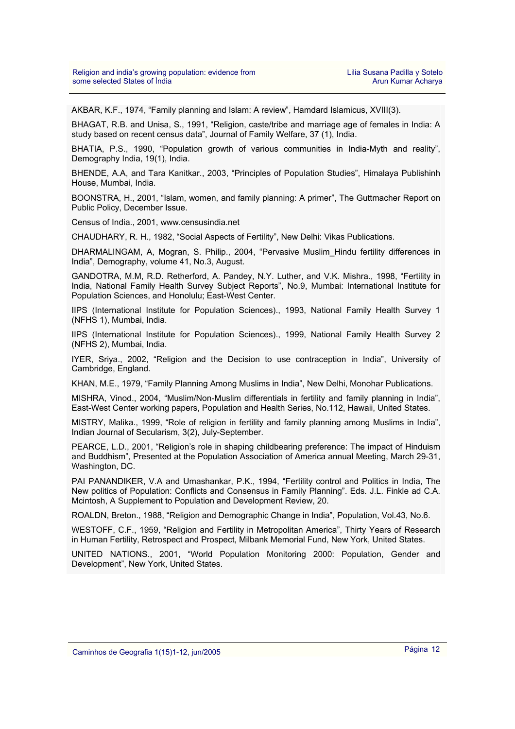AKBAR, K.F., 1974, “Family planning and Islam: A review”, Hamdard Islamicus, XVIII(3).

BHAGAT, R.B. and Unisa, S., 1991, “Religion, caste/tribe and marriage age of females in India: A study based on recent census data”, Journal of Family Welfare, 37 (1), India.

BHATIA, P.S., 1990, “Population growth of various communities in India-Myth and reality”, Demography India, 19(1), India.

BHENDE, A.A, and Tara Kanitkar., 2003, “Principles of Population Studies”, Himalaya Publishinh House, Mumbai, India.

BOONSTRA, H., 2001, “Islam, women, and family planning: A primer”, The Guttmacher Report on Public Policy, December Issue.

Census of India., 2001, www.censusindia.net

CHAUDHARY, R. H., 1982, “Social Aspects of Fertility”, New Delhi: Vikas Publications.

DHARMALINGAM, A, Mogran, S. Philip., 2004, “Pervasive Muslim_Hindu fertility differences in India”, Demography, volume 41, No.3, August.

GANDOTRA, M.M, R.D. Retherford, A. Pandey, N.Y. Luther, and V.K. Mishra., 1998, “Fertility in India, National Family Health Survey Subject Reports”, No.9, Mumbai: International Institute for Population Sciences, and Honolulu; East-West Center.

IIPS (International Institute for Population Sciences)., 1993, National Family Health Survey 1 (NFHS 1), Mumbai, India.

IIPS (International Institute for Population Sciences)., 1999, National Family Health Survey 2 (NFHS 2), Mumbai, India.

IYER, Sriya., 2002, “Religion and the Decision to use contraception in India”, University of Cambridge, England.

KHAN, M.E., 1979, “Family Planning Among Muslims in India”, New Delhi, Monohar Publications.

MISHRA, Vinod., 2004, “Muslim/Non-Muslim differentials in fertility and family planning in India”, East-West Center working papers, Population and Health Series, No.112, Hawaii, United States.

MISTRY, Malika., 1999, “Role of religion in fertility and family planning among Muslims in India”, Indian Journal of Secularism, 3(2), July-September.

PEARCE, L.D., 2001, “Religion’s role in shaping childbearing preference: The impact of Hinduism and Buddhism”, Presented at the Population Association of America annual Meeting, March 29-31, Washington, DC.

PAI PANANDIKER, V.A and Umashankar, P.K., 1994, “Fertility control and Politics in India, The New politics of Population: Conflicts and Consensus in Family Planning”. Eds. J.L. Finkle ad C.A. Mcintosh, A Supplement to Population and Development Review, 20.

ROALDN, Breton., 1988, “Religion and Demographic Change in India”, Population, Vol.43, No.6.

WESTOFF, C.F., 1959, “Religion and Fertility in Metropolitan America”, Thirty Years of Research in Human Fertility, Retrospect and Prospect, Milbank Memorial Fund, New York, United States.

UNITED NATIONS., 2001, “World Population Monitoring 2000: Population, Gender and Development”, New York, United States.